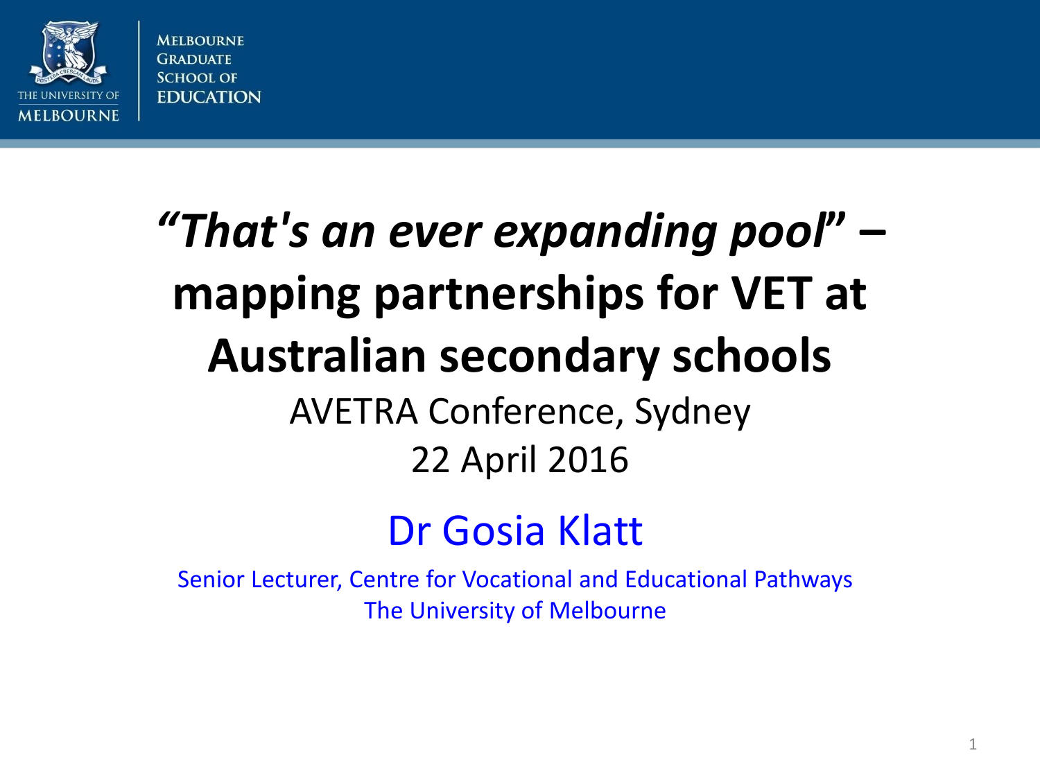Melbourne Graduate School of Education

The University of Melbourne

# *"That's an ever expanding pool"* – mapping partnerships for VET at Australian secondary schools

AVETRA Conference, Sydney

22 April 2016

## Dr Gosia Klatt

Senior Lecturer, Centre for Vocational and Educational Pathways
The University of Melbourne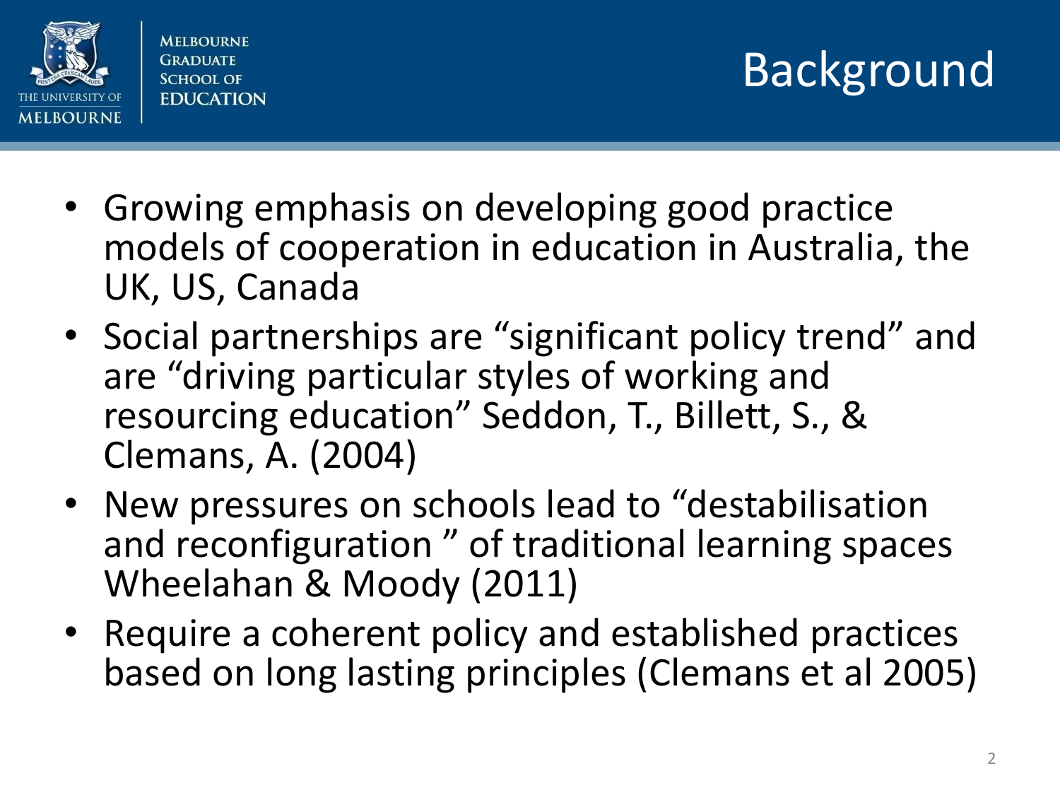# Background

- Growing emphasis on developing good practice models of cooperation in education in Australia, the UK, US, Canada
- Social partnerships are "significant policy trend" and are "driving particular styles of working and resourcing education" Seddon, T., Billett, S., & Clemans, A. (2004)
- New pressures on schools lead to "destabilisation and reconfiguration " of traditional learning spaces Wheelahan & Moody (2011)
- Require a coherent policy and established practices based on long lasting principles (Clemans et al 2005)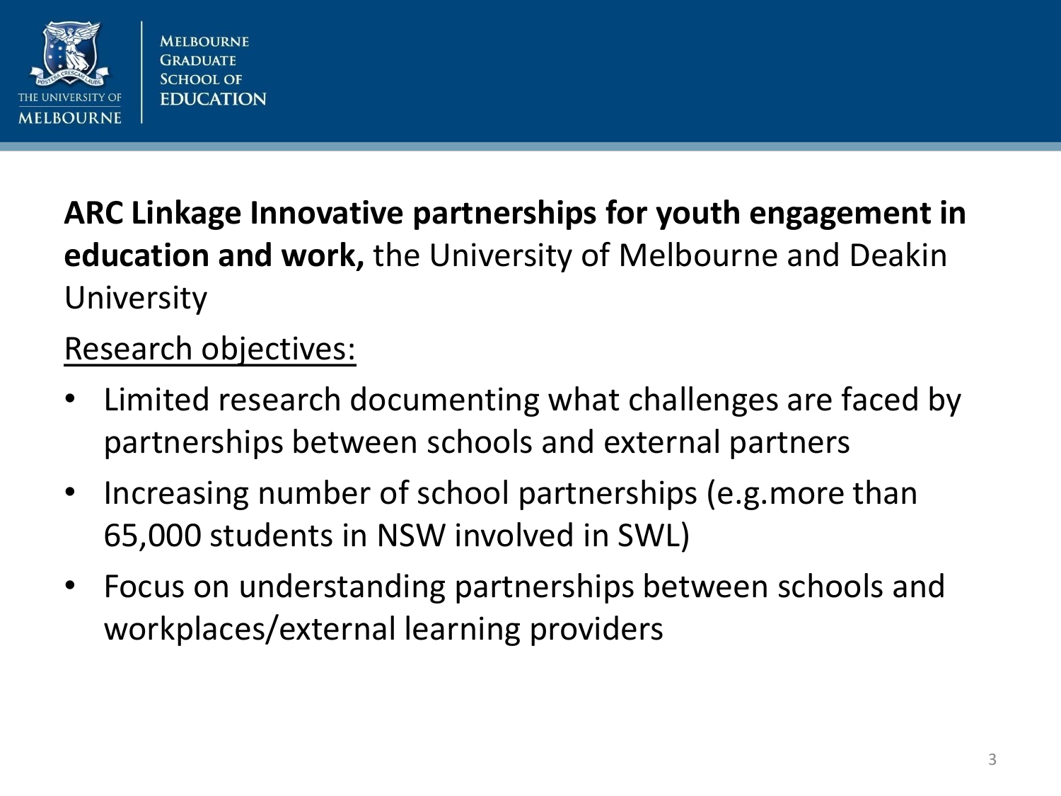**ARC Linkage Innovative partnerships for youth engagement in education and work,** the University of Melbourne and Deakin University

<u>Research objectives:</u>

- Limited research documenting what challenges are faced by partnerships between schools and external partners
- Increasing number of school partnerships (e.g.more than 65,000 students in NSW involved in SWL)
- Focus on understanding partnerships between schools and workplaces/external learning providers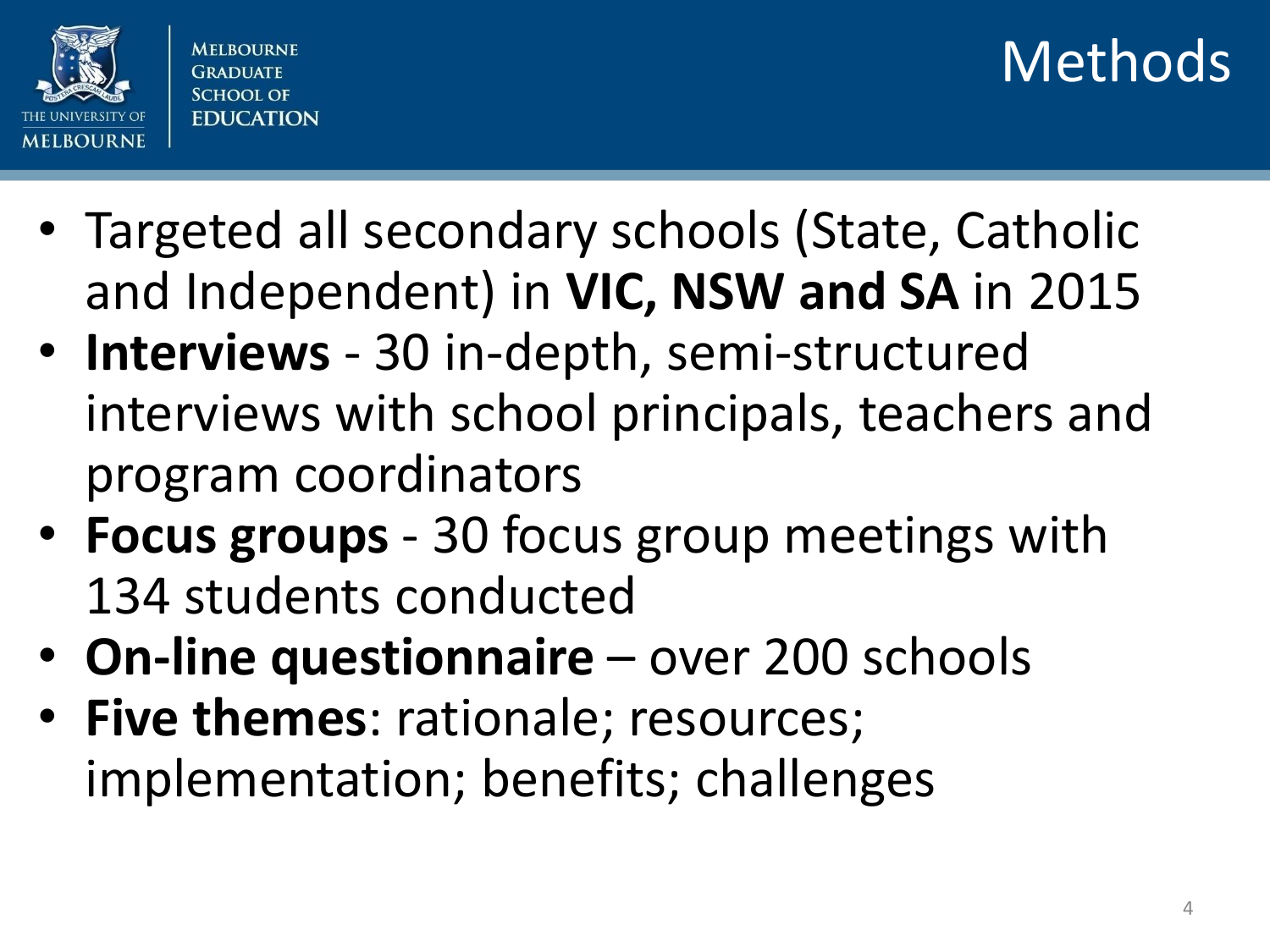# Methods

- Targeted all secondary schools (State, Catholic and Independent) in **VIC, NSW and SA** in 2015
- **Interviews** - 30 in-depth, semi-structured interviews with school principals, teachers and program coordinators
- **Focus groups** - 30 focus group meetings with 134 students conducted
- **On-line questionnaire** – over 200 schools
- **Five themes**: rationale; resources; implementation; benefits; challenges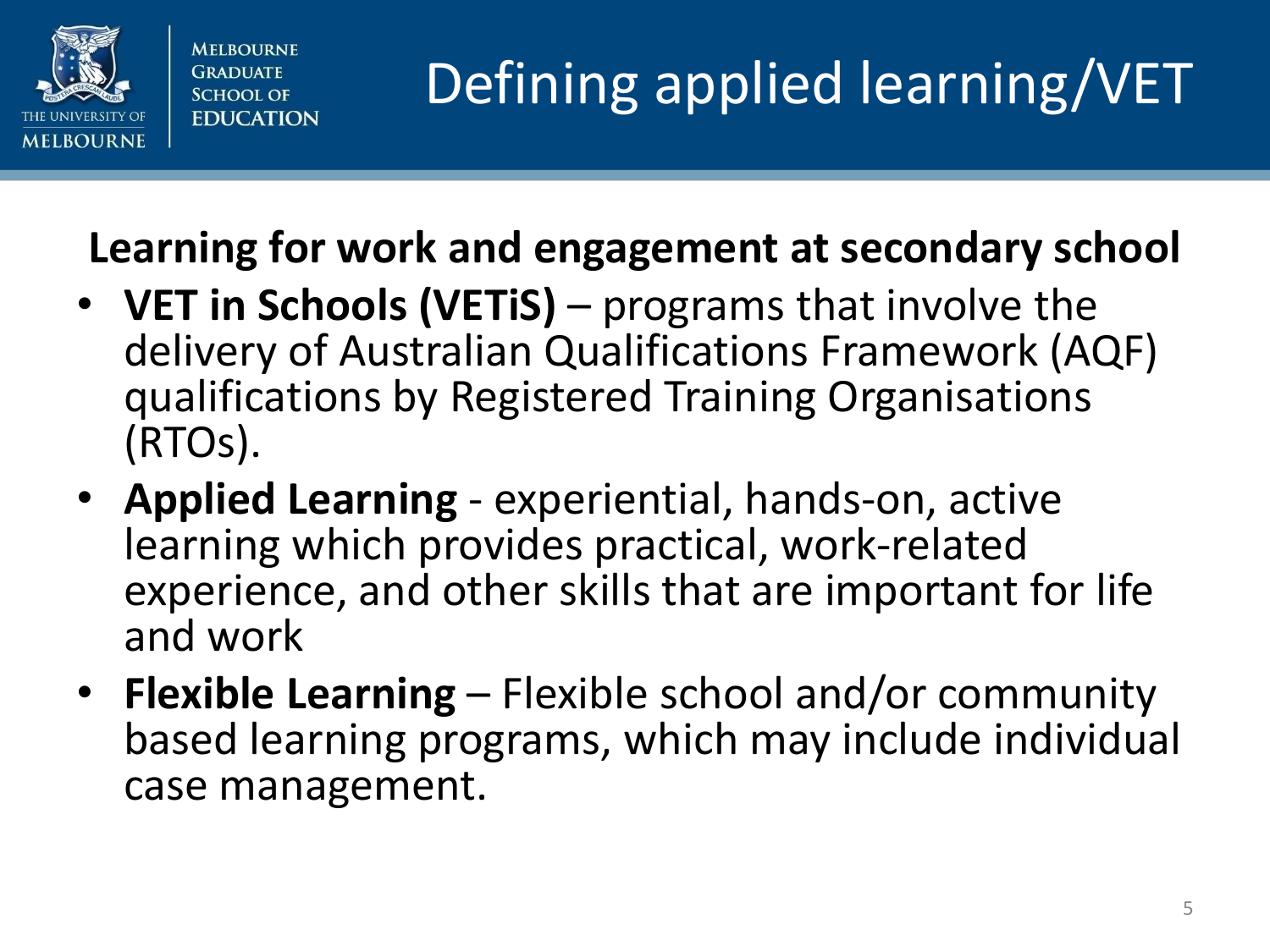# Defining applied learning/VET

**Learning for work and engagement at secondary school**

- **VET in Schools (VETiS)** – programs that involve the delivery of Australian Qualifications Framework (AQF) qualifications by Registered Training Organisations (RTOs).
- **Applied Learning** - experiential, hands-on, active learning which provides practical, work-related experience, and other skills that are important for life and work
- **Flexible Learning** – Flexible school and/or community based learning programs, which may include individual case management.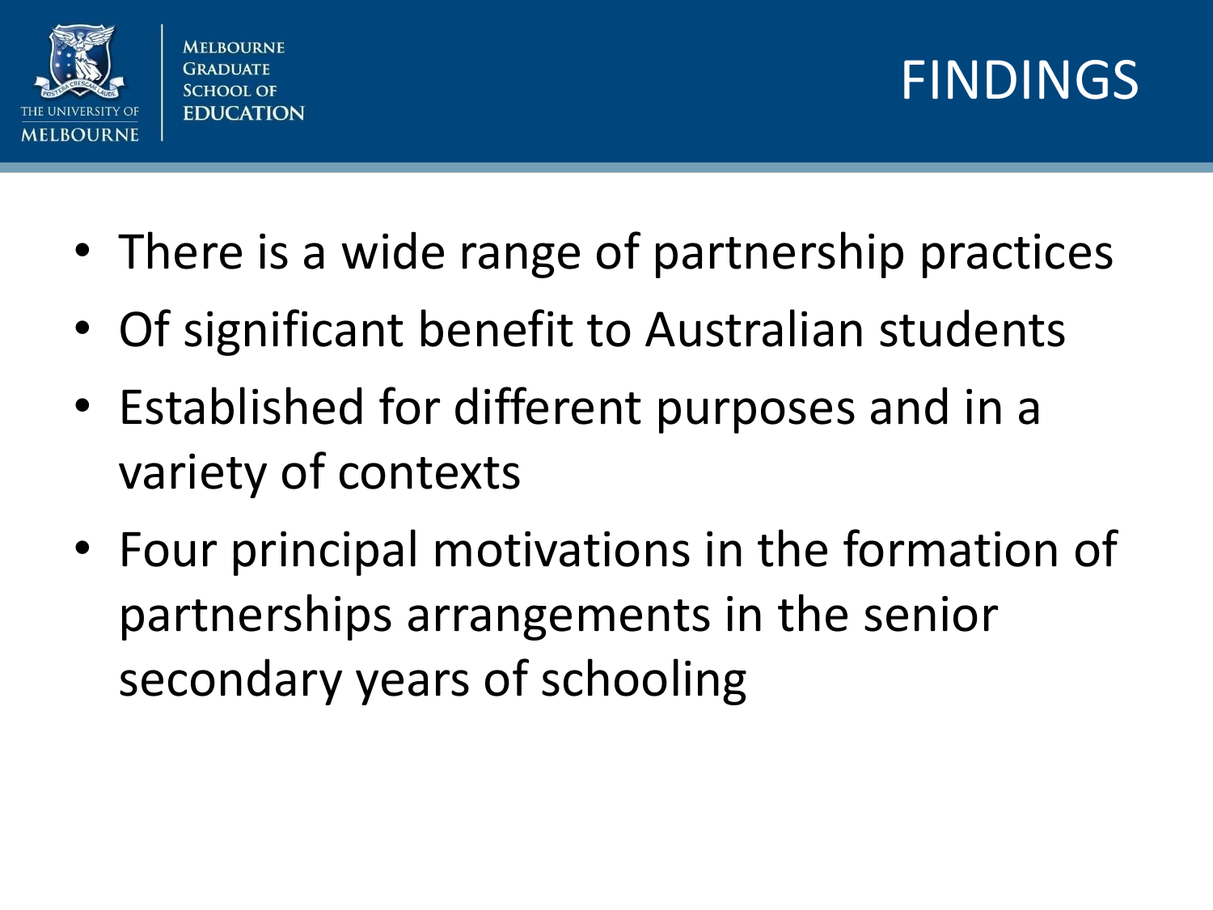# FINDINGS

- There is a wide range of partnership practices
- Of significant benefit to Australian students
- Established for different purposes and in a variety of contexts
- Four principal motivations in the formation of partnerships arrangements in the senior secondary years of schooling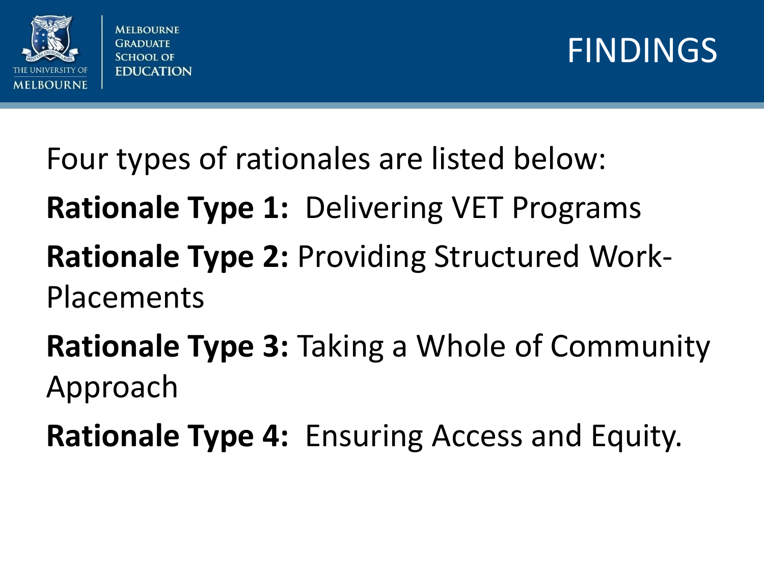# FINDINGS

Four types of rationales are listed below:

**Rationale Type 1:** Delivering VET Programs

**Rationale Type 2:** Providing Structured Work-Placements

**Rationale Type 3:** Taking a Whole of Community Approach

**Rationale Type 4:** Ensuring Access and Equity.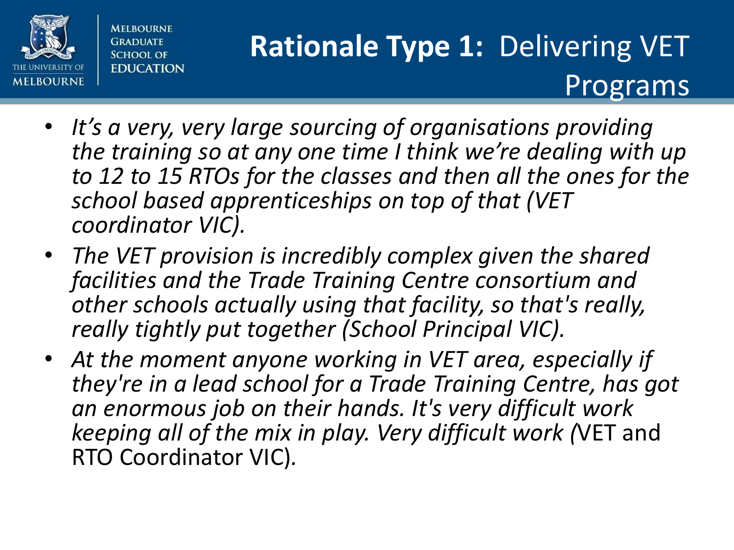# **Rationale Type 1:** Delivering VET Programs

- *It's a very, very large sourcing of organisations providing the training so at any one time I think we're dealing with up to 12 to 15 RTOs for the classes and then all the ones for the school based apprenticeships on top of that (VET coordinator VIC).*
- *The VET provision is incredibly complex given the shared facilities and the Trade Training Centre consortium and other schools actually using that facility, so that's really, really tightly put together (School Principal VIC).*
- *At the moment anyone working in VET area, especially if they're in a lead school for a Trade Training Centre, has got an enormous job on their hands. It's very difficult work keeping all of the mix in play. Very difficult work (*VET and RTO Coordinator VIC).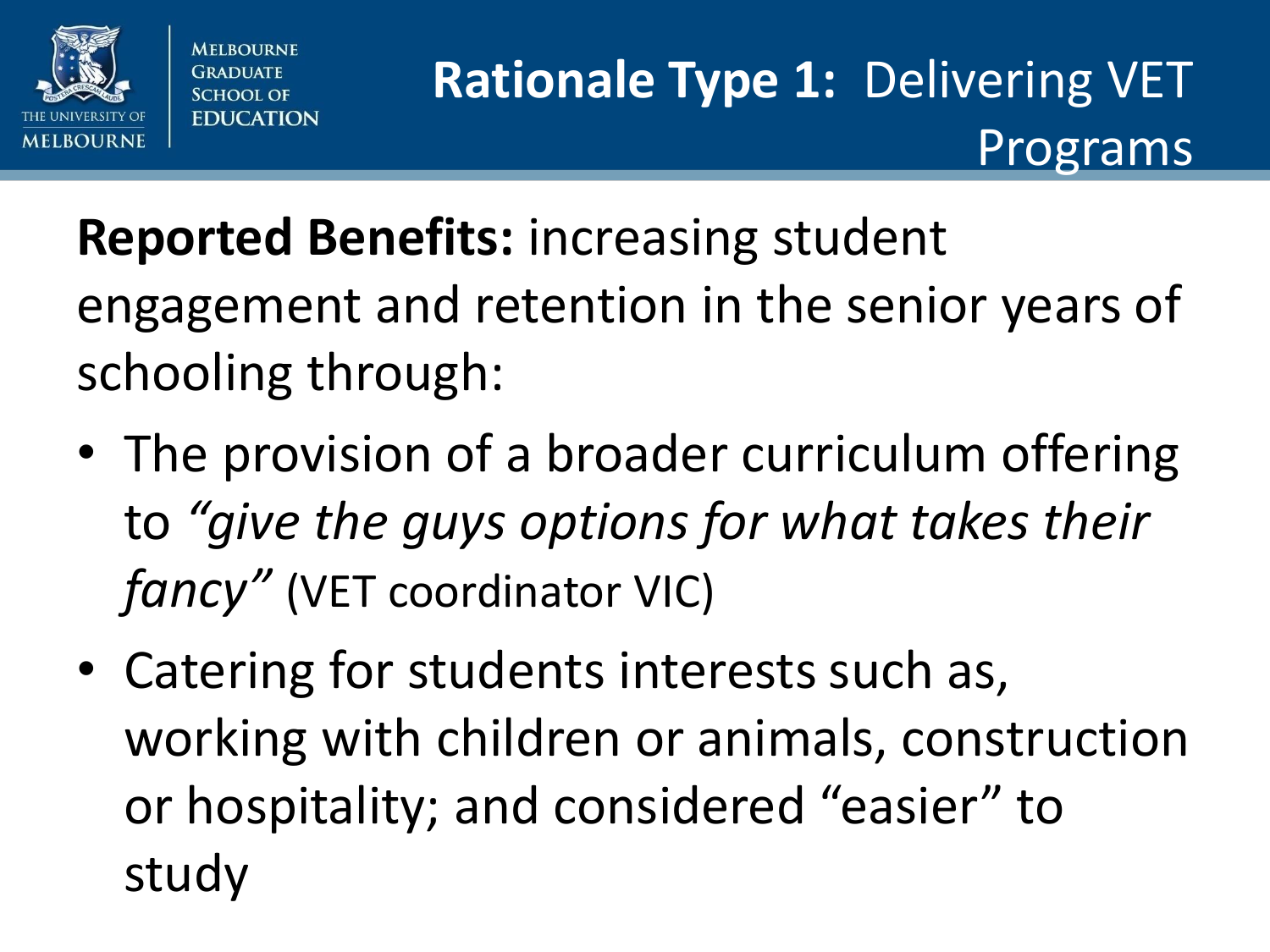# **Rationale Type 1:** Delivering VET Programs

**Reported Benefits:** increasing student engagement and retention in the senior years of schooling through:

- The provision of a broader curriculum offering to *"give the guys options for what takes their fancy"* (VET coordinator VIC)
- Catering for students interests such as, working with children or animals, construction or hospitality; and considered "easier" to study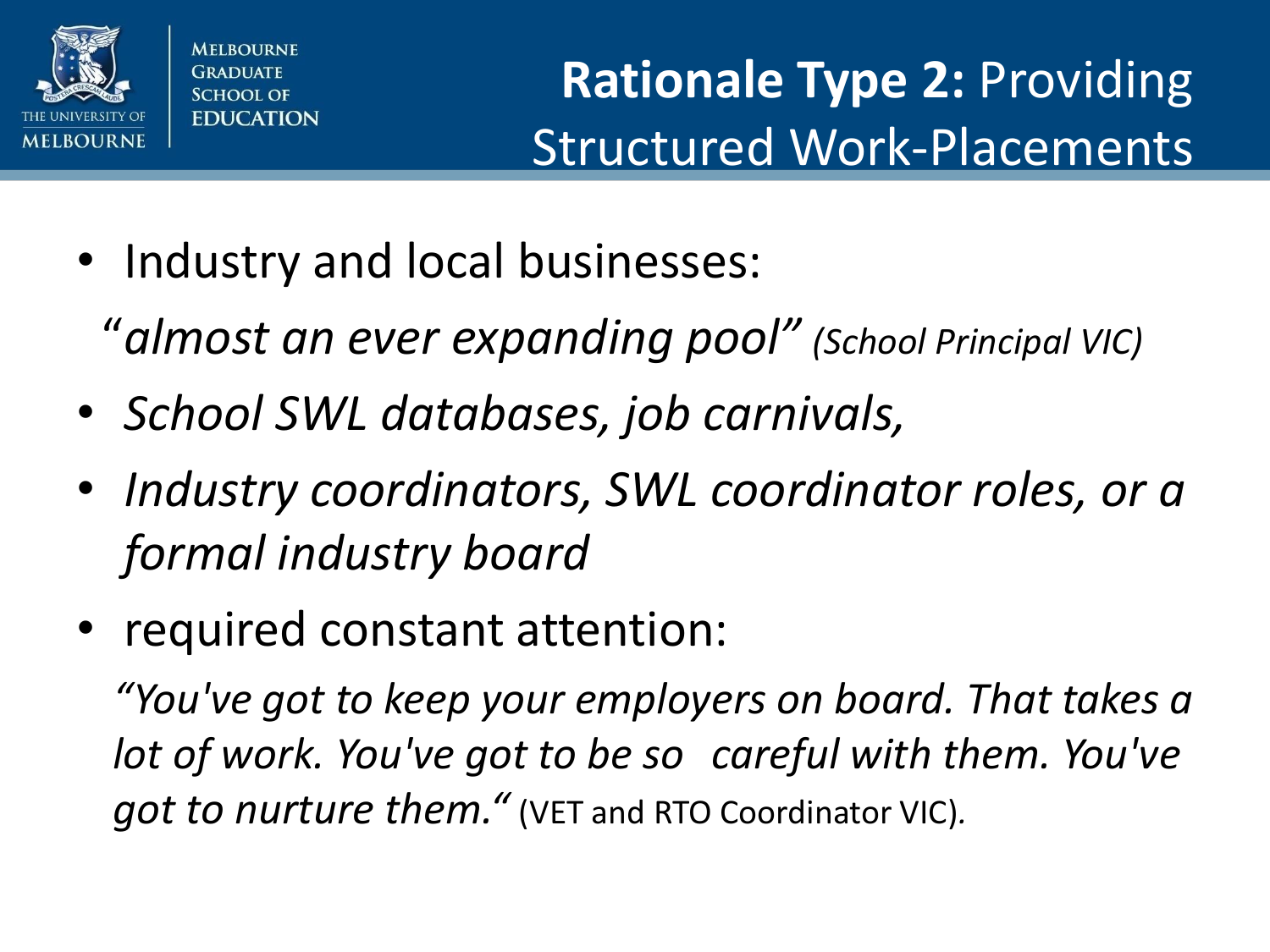# **Rationale Type 2:** Providing Structured Work-Placements

- Industry and local businesses:

  *"almost an ever expanding pool"* *(School Principal VIC)*

- *School SWL databases, job carnivals,*
- *Industry coordinators, SWL coordinator roles, or a formal industry board*
- required constant attention:

  *"You've got to keep your employers on board. That takes a lot of work. You've got to be so careful with them. You've got to nurture them."* (VET and RTO Coordinator VIC).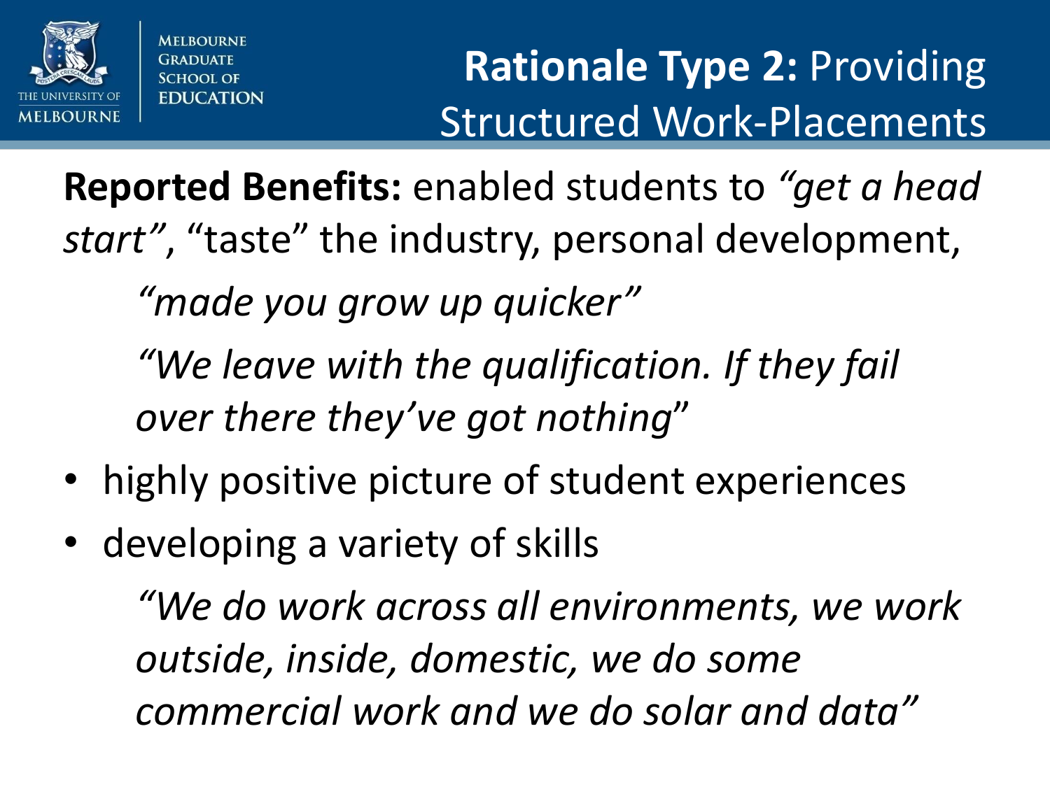# **Rationale Type 2:** Providing Structured Work-Placements

**Reported Benefits:** enabled students to *"get a head start"*, "taste" the industry, personal development,

> *"made you grow up quicker"*
>
> *"We leave with the qualification. If they fail over there they've got nothing*"

- highly positive picture of student experiences
- developing a variety of skills

> *"We do work across all environments, we work outside, inside, domestic, we do some commercial work and we do solar and data"*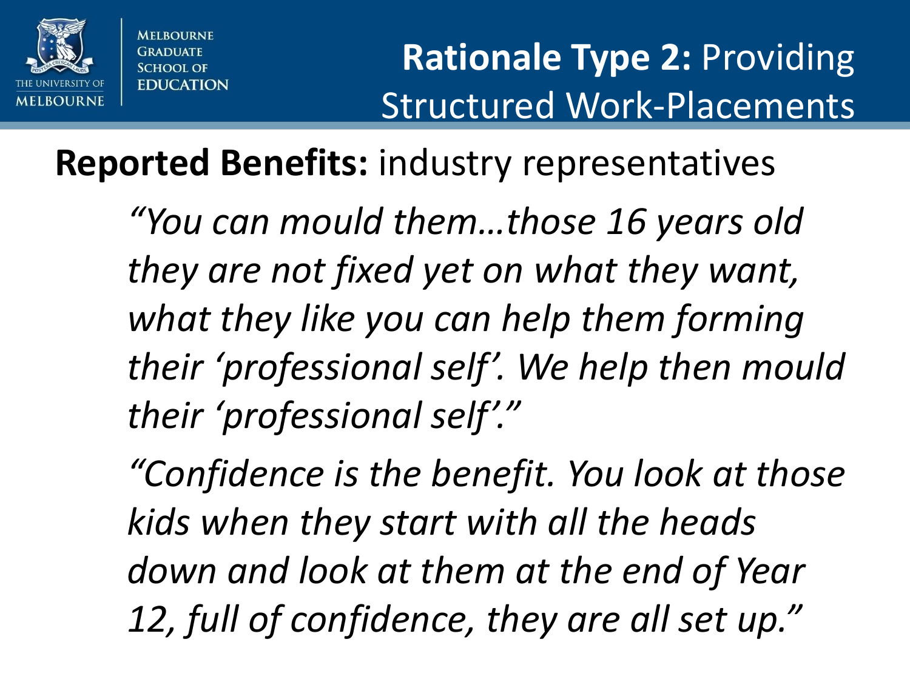# **Rationale Type 2:** Providing Structured Work-Placements

**Reported Benefits:** industry representatives

> *"You can mould them…those 16 years old they are not fixed yet on what they want, what they like you can help them forming their 'professional self'. We help then mould their 'professional self'."*

> *"Confidence is the benefit. You look at those kids when they start with all the heads down and look at them at the end of Year 12, full of confidence, they are all set up."*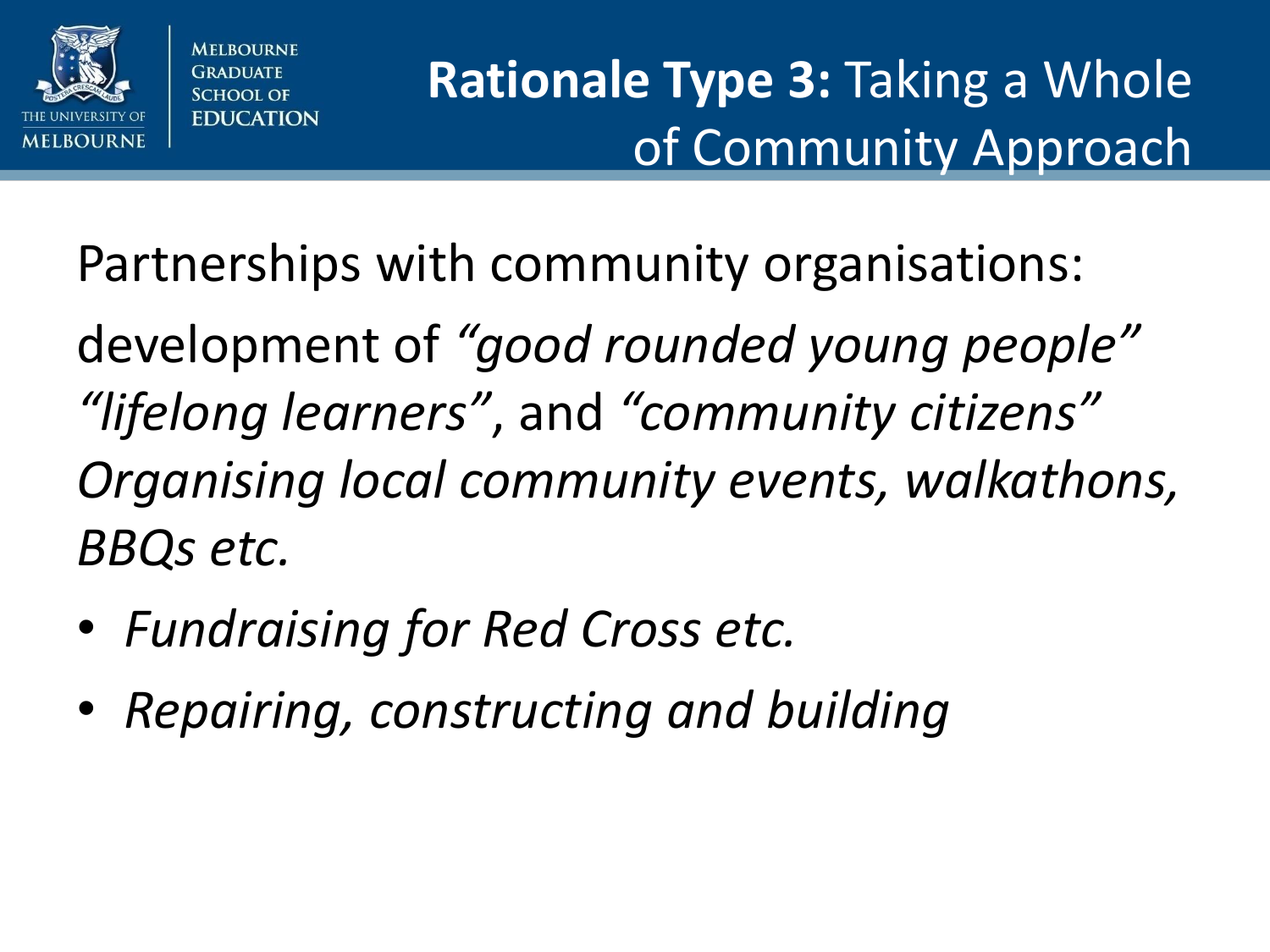# **Rationale Type 3:** Taking a Whole of Community Approach

Partnerships with community organisations:

development of *"good rounded young people"* *"lifelong learners"*, and *"community citizens"* *Organising local community events, walkathons, BBQs etc.*

- *Fundraising for Red Cross etc.*
- *Repairing, constructing and building*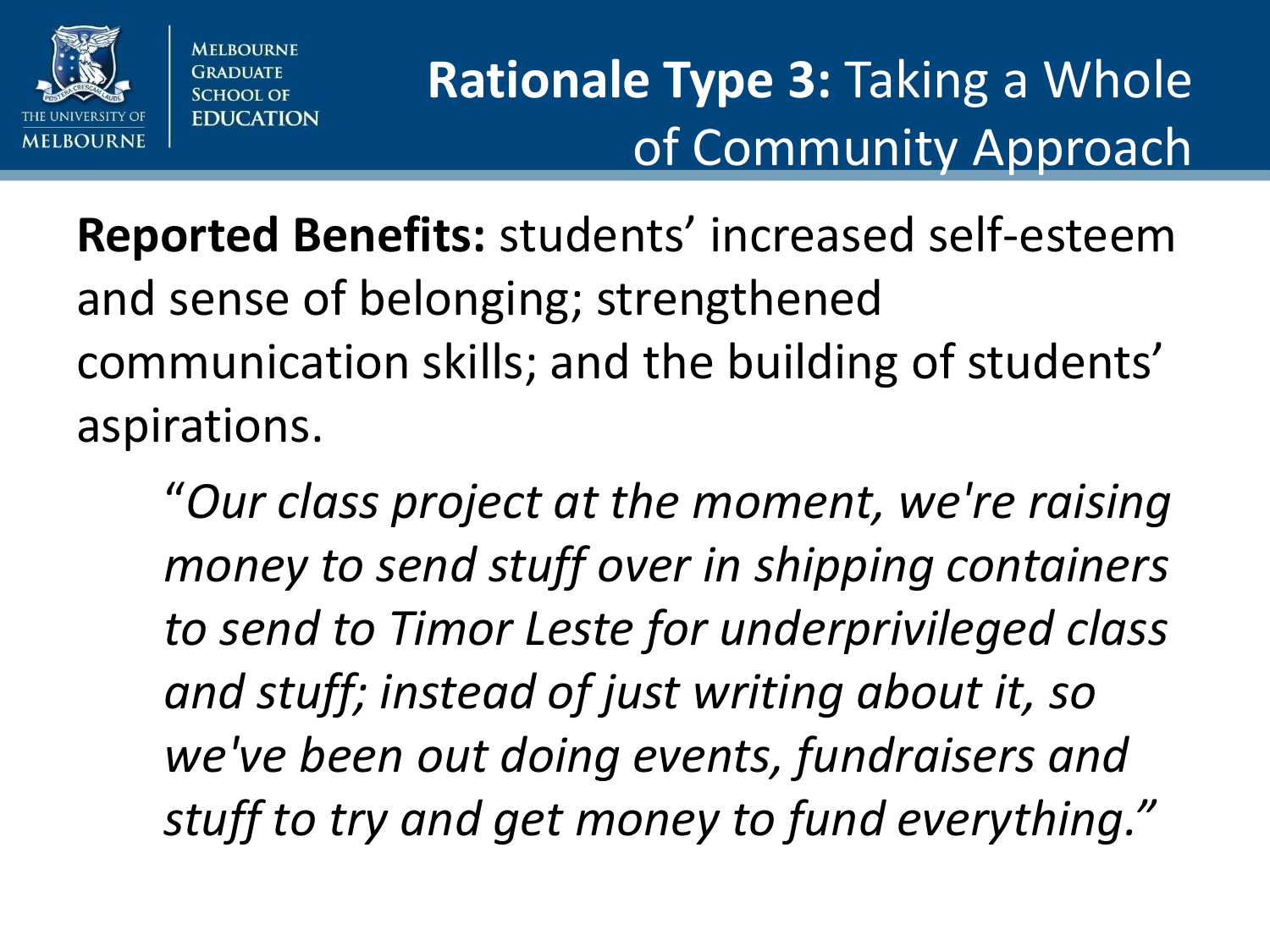# **Rationale Type 3:** Taking a Whole of Community Approach

**Reported Benefits:** students' increased self-esteem and sense of belonging; strengthened communication skills; and the building of students' aspirations.

> *"Our class project at the moment, we're raising money to send stuff over in shipping containers to send to Timor Leste for underprivileged class and stuff; instead of just writing about it, so we've been out doing events, fundraisers and stuff to try and get money to fund everything."*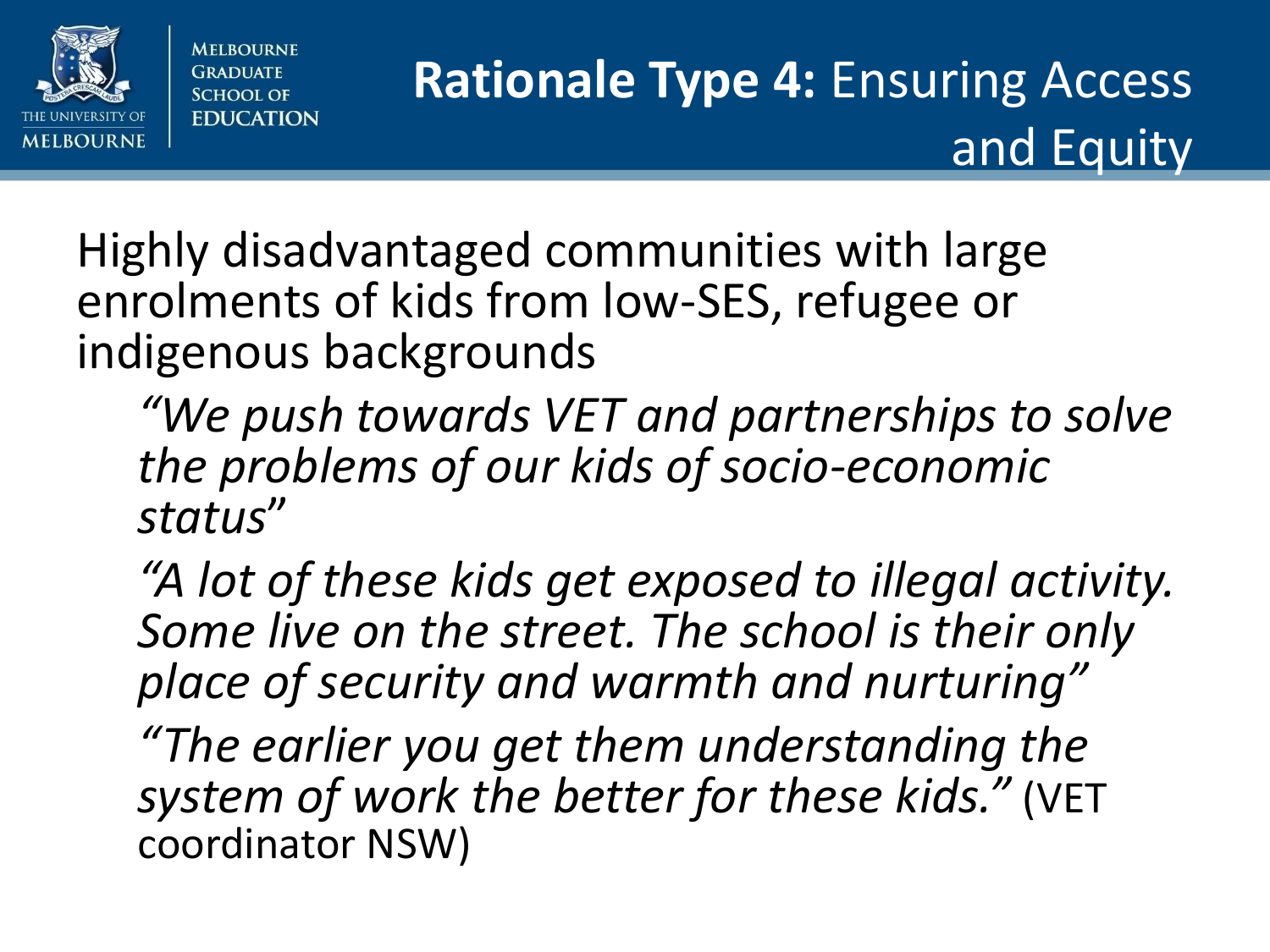# **Rationale Type 4:** Ensuring Access and Equity

Highly disadvantaged communities with large enrolments of kids from low-SES, refugee or indigenous backgrounds

> *"We push towards VET and partnerships to solve the problems of our kids of socio-economic status"*
>
> *"A lot of these kids get exposed to illegal activity. Some live on the street. The school is their only place of security and warmth and nurturing"*
>
> *"The earlier you get them understanding the system of work the better for these kids."* (VET coordinator NSW)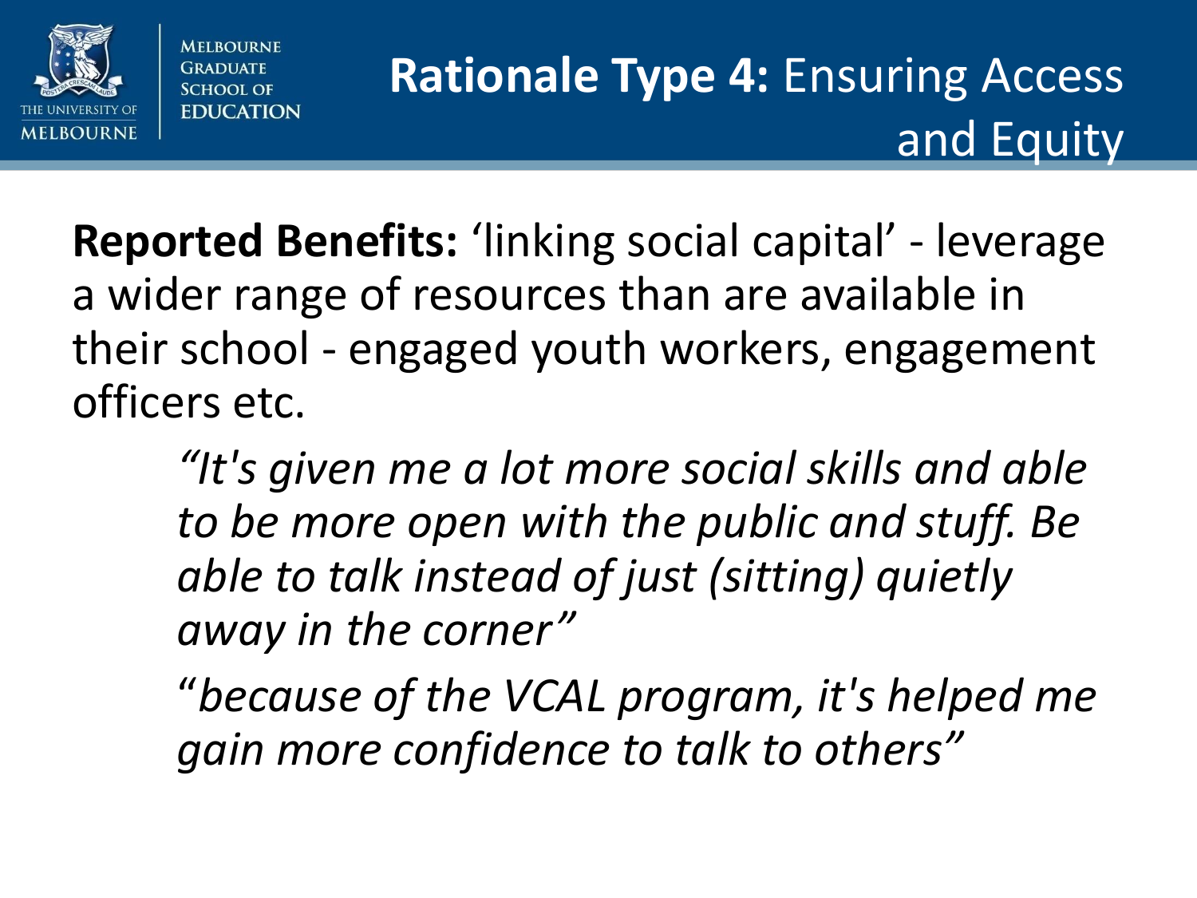# **Rationale Type 4:** Ensuring Access and Equity

**Reported Benefits:** 'linking social capital' - leverage a wider range of resources than are available in their school - engaged youth workers, engagement officers etc.

> *"It's given me a lot more social skills and able to be more open with the public and stuff. Be able to talk instead of just (sitting) quietly away in the corner"*
>
> *"because of the VCAL program, it's helped me gain more confidence to talk to others"*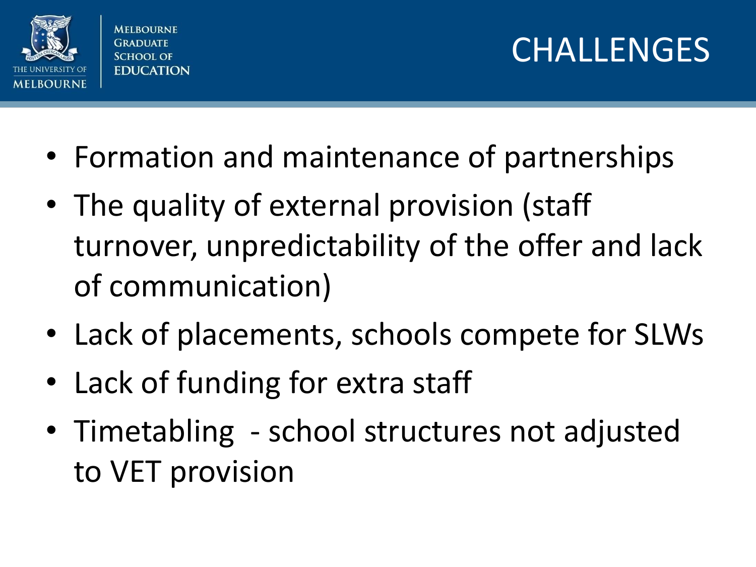# CHALLENGES

- Formation and maintenance of partnerships
- The quality of external provision (staff turnover, unpredictability of the offer and lack of communication)
- Lack of placements, schools compete for SLWs
- Lack of funding for extra staff
- Timetabling - school structures not adjusted to VET provision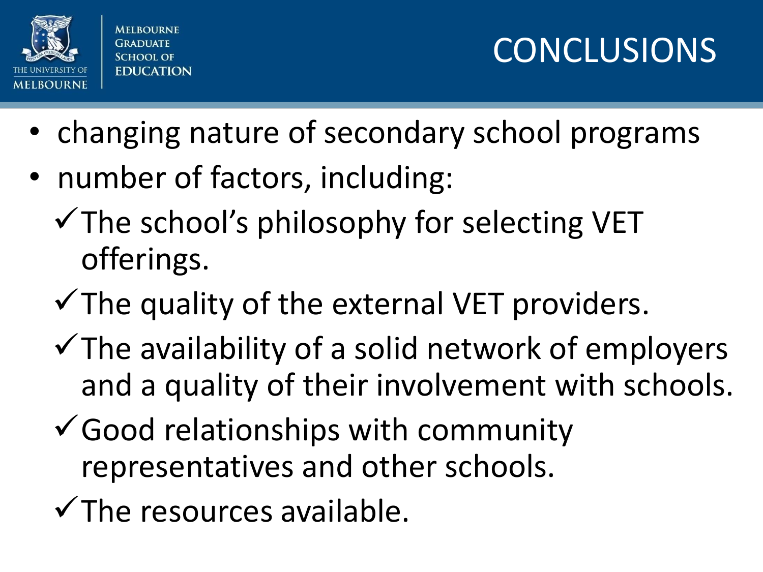# CONCLUSIONS

- changing nature of secondary school programs
- number of factors, including:
  - ✓ The school's philosophy for selecting VET offerings.
  - ✓ The quality of the external VET providers.
  - ✓ The availability of a solid network of employers and a quality of their involvement with schools.
  - ✓ Good relationships with community representatives and other schools.
  - ✓ The resources available.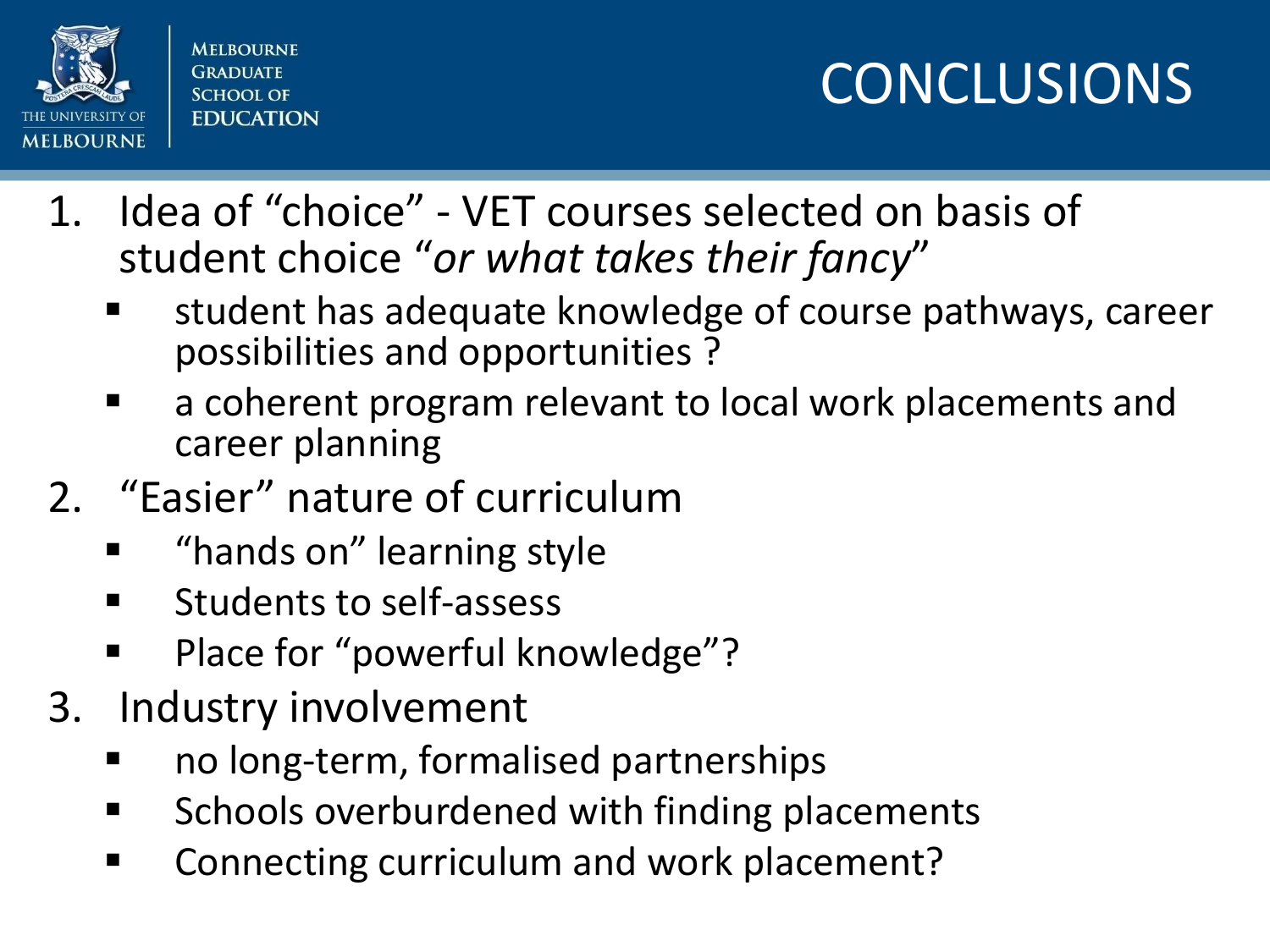# CONCLUSIONS

1. Idea of "choice" - VET courses selected on basis of student choice "*or what takes their fancy*"
   - student has adequate knowledge of course pathways, career possibilities and opportunities ?
   - a coherent program relevant to local work placements and career planning
2. "Easier" nature of curriculum
   - "hands on" learning style
   - Students to self-assess
   - Place for "powerful knowledge"?
3. Industry involvement
   - no long-term, formalised partnerships
   - Schools overburdened with finding placements
   - Connecting curriculum and work placement?